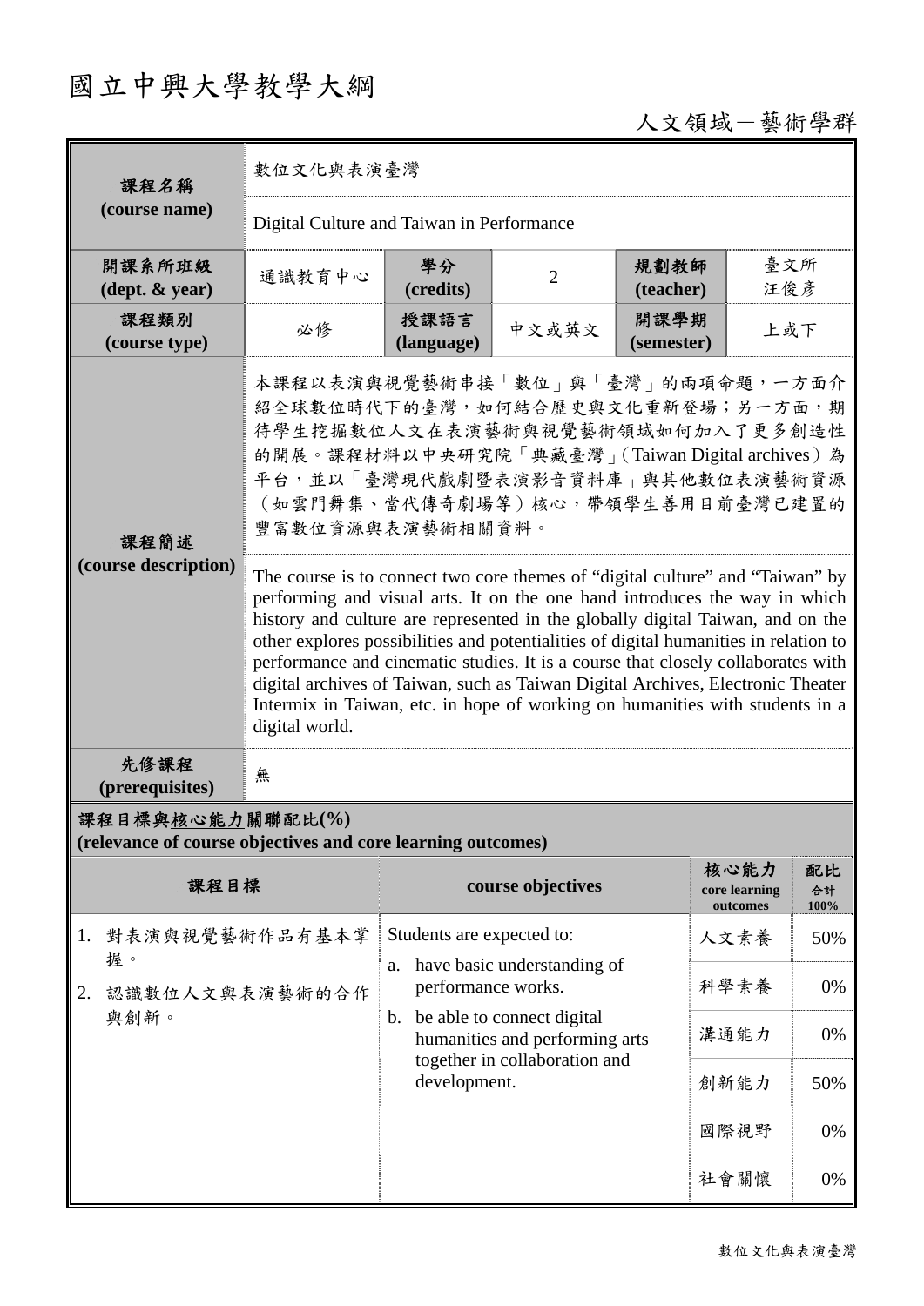# 國立中興大學教學大綱

人文領域－藝術學群

| 課程名稱 (course name) | 數位文化與表演臺灣 | | | | |
|---|---|---|---|---|---|
| | Digital Culture and Taiwan in Performance | | | | |
| 開課系所班級 (dept. & year) | 通識教育中心 | 學分 (credits) | 2 | 規劃教師 (teacher) | 臺文所 汪俊彥 |
| 課程類別 (course type) | 必修 | 授課語言 (language) | 中文或英文 | 開課學期 (semester) | 上或下 |
| 課程簡述 (course description) | 本課程以表演與視覺藝術串接「數位」與「臺灣」的兩項命題，一方面介紹全球數位時代下的臺灣，如何結合歷史與文化重新登場；另一方面，期待學生挖掘數位人文在表演藝術與視覺藝術領域如何加入了更多創造性的開展。課程材料以中央研究院「典藏臺灣」(Taiwan Digital archives）為平台，並以「臺灣現代戲劇暨表演影音資料庫」與其他數位表演藝術資源（如雲門舞集、當代傳奇劇場等）核心，帶領學生善用目前臺灣已建置的豐富數位資源與表演藝術相關資料。 | | | | |
| | The course is to connect two core themes of "digital culture" and "Taiwan" by performing and visual arts. It on the one hand introduces the way in which history and culture are represented in the globally digital Taiwan, and on the other explores possibilities and potentialities of digital humanities in relation to performance and cinematic studies. It is a course that closely collaborates with digital archives of Taiwan, such as Taiwan Digital Archives, Electronic Theater Intermix in Taiwan, etc. in hope of working on humanities with students in a digital world. | | | | |
| 先修課程 (prerequisites) | 無 | | | | |

**課程目標與核心能力關聯配比(%)**
**(relevance of course objectives and core learning outcomes)**

| 課程目標 | course objectives | 核心能力 core learning outcomes | 配比 合計 100% |
|---|---|---|---|
| 1. 對表演與視覺藝術作品有基本掌握。<br>2. 認識數位人文與表演藝術的合作與創新。 | Students are expected to:<br>a. have basic understanding of performance works.<br>b. be able to connect digital humanities and performing arts together in collaboration and development. | 人文素養 | 50% |
| | | 科學素養 | 0% |
| | | 溝通能力 | 0% |
| | | 創新能力 | 50% |
| | | 國際視野 | 0% |
| | | 社會關懷 | 0% |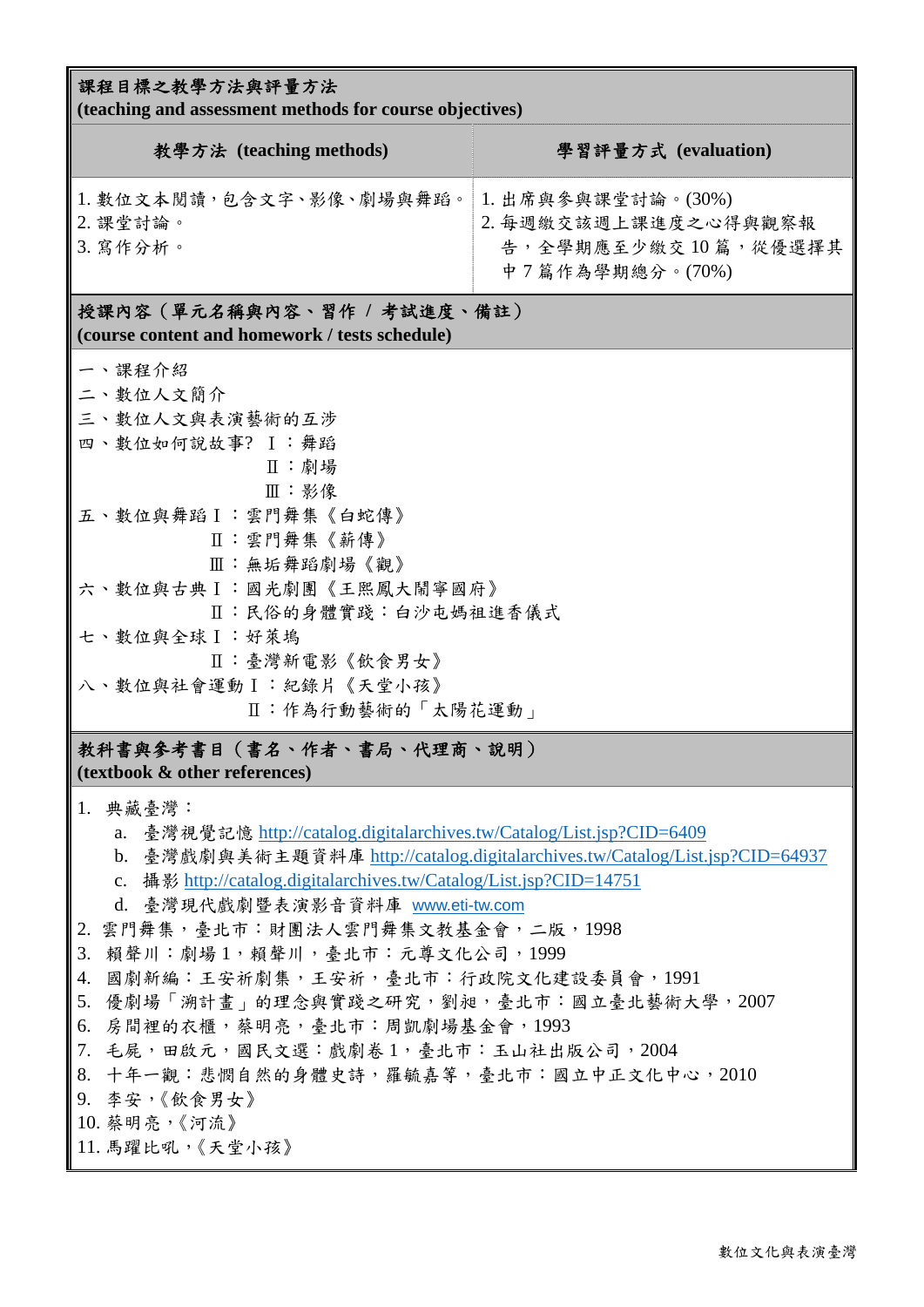## 課程目標之教學方法與評量方法
**(teaching and assessment methods for course objectives)**

| 教學方法 (teaching methods) | 學習評量方式 (evaluation) |
| --- | --- |
| 1. 數位文本閱讀，包含文字、影像、劇場與舞蹈。<br>2. 課堂討論。<br>3. 寫作分析。 | 1. 出席與參與課堂討論。(30%)<br>2. 每週繳交該週上課進度之心得與觀察報告，全學期應至少繳交 10 篇，從優選擇其中 7 篇作為學期總分。(70%) |

## 授課內容（單元名稱與內容、習作 / 考試進度、備註）
**(course content and homework / tests schedule)**

一、課程介紹

二、數位人文簡介

三、數位人文與表演藝術的互涉

四、數位如何說故事? Ⅰ：舞蹈
　　　　　　　　　Ⅱ：劇場
　　　　　　　　　Ⅲ：影像

五、數位與舞蹈Ⅰ：雲門舞集《白蛇傳》
　　　　　　　Ⅱ：雲門舞集《薪傳》
　　　　　　　Ⅲ：無垢舞蹈劇場《觀》

六、數位與古典Ⅰ：國光劇團《王熙鳳大鬧寧國府》
　　　　　　　Ⅱ：民俗的身體實踐：白沙屯媽祖進香儀式

七、數位與全球Ⅰ：好萊塢
　　　　　　　Ⅱ：臺灣新電影《飲食男女》

八、數位與社會運動Ⅰ：紀錄片《天堂小孩》
　　　　　　　　　Ⅱ：作為行動藝術的「太陽花運動」

## 教科書與參考書目（書名、作者、書局、代理商、說明）
**(textbook & other references)**

1. 典藏臺灣：
   a. 臺灣視覺記憶 http://catalog.digitalarchives.tw/Catalog/List.jsp?CID=6409
   b. 臺灣戲劇與美術主題資料庫 http://catalog.digitalarchives.tw/Catalog/List.jsp?CID=64937
   c. 攝影 http://catalog.digitalarchives.tw/Catalog/List.jsp?CID=14751
   d. 臺灣現代戲劇暨表演影音資料庫 www.eti-tw.com
2. 雲門舞集，臺北市：財團法人雲門舞集文教基金會，二版，1998
3. 賴聲川：劇場 1，賴聲川，臺北市：元尊文化公司，1999
4. 國劇新編：王安祈劇集，王安祈，臺北市：行政院文化建設委員會，1991
5. 優劇場「溯計畫」的理念與實踐之研究，劉昶，臺北市：國立臺北藝術大學，2007
6. 房間裡的衣櫃，蔡明亮，臺北市：周凱劇場基金會，1993
7. 毛屍，田啟元，國民文選：戲劇卷 1，臺北市：玉山社出版公司，2004
8. 十年一觀：悲憫自然的身體史詩，羅毓嘉等，臺北市：國立中正文化中心，2010
9. 李安，《飲食男女》
10. 蔡明亮，《河流》
11. 馬躍比吼，《天堂小孩》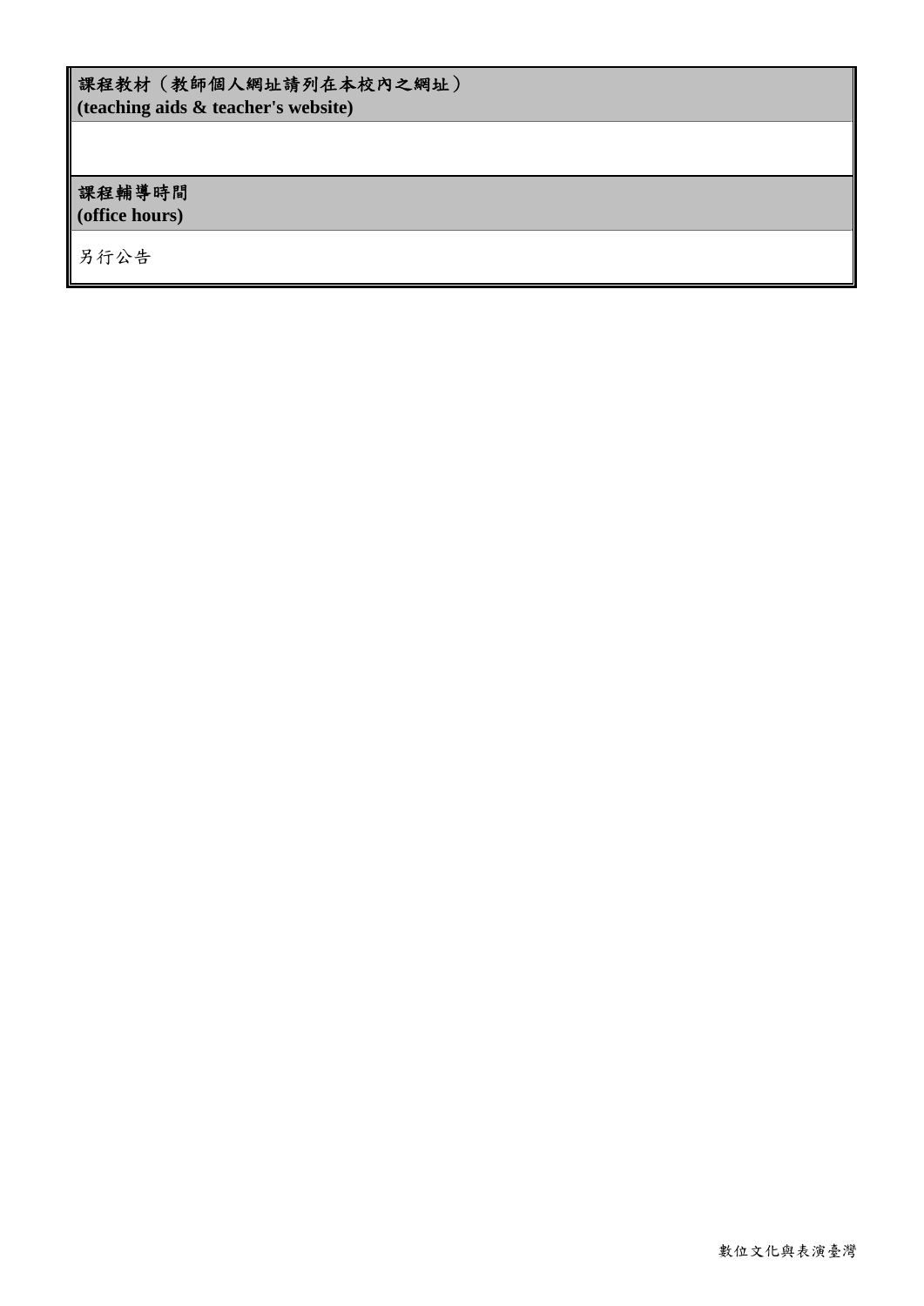| 課程教材（教師個人網址請列在本校內之網址）<br>**(teaching aids & teacher's website)** |
|---|
| |
| **課程輔導時間**<br>**(office hours)** |
| 另行公告 |